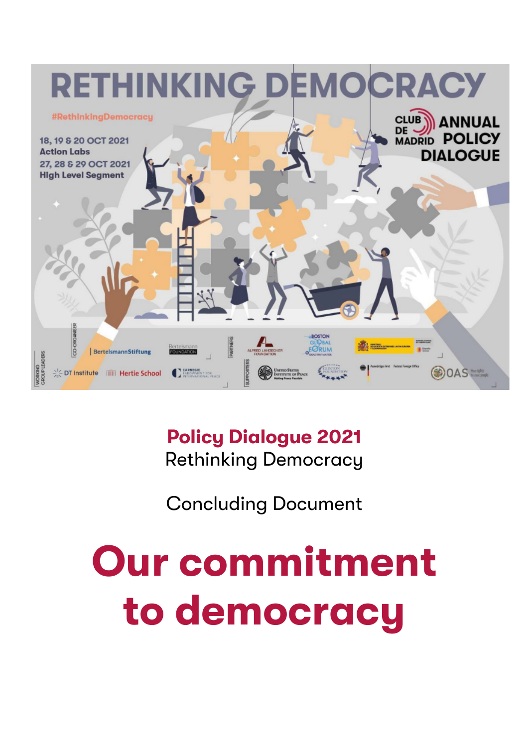# RETHINKING DEMOCRACY

#RethinkingDemocracy

18, 19 & 20 OCT 2021
Action Labs

27, 28 & 29 OCT 2021
High Level Segment

CLUB DE MADRID ANNUAL POLICY DIALOGUE

CO-ORGANISER: BertelsmannStiftung, Bertelsmann Foundation

PARTNERS: Alfred Landecker Foundation, Boston Global Forum

WORKING GROUP LEADERS: DT Institute, Hertie School, Carnegie Endowment for International Peace

SUPPORTERS: United States Institute of Peace, Clinton Foundation, Auswärtiges Amt Federal Foreign Office, OAS

**Policy Dialogue 2021**
Rethinking Democracy

Concluding Document

# Our commitment to democracy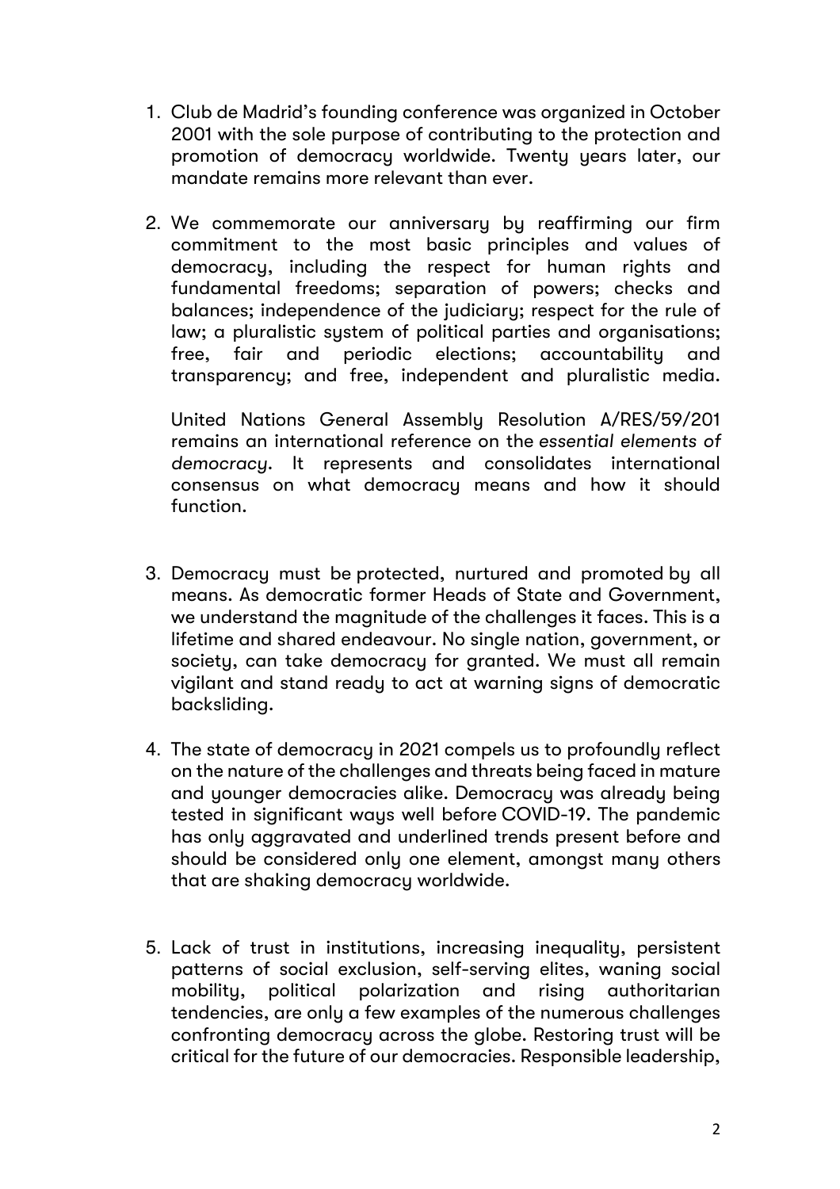1. Club de Madrid's founding conference was organized in October 2001 with the sole purpose of contributing to the protection and promotion of democracy worldwide. Twenty years later, our mandate remains more relevant than ever.

2. We commemorate our anniversary by reaffirming our firm commitment to the most basic principles and values of democracy, including the respect for human rights and fundamental freedoms; separation of powers; checks and balances; independence of the judiciary; respect for the rule of law; a pluralistic system of political parties and organisations; free, fair and periodic elections; accountability and transparency; and free, independent and pluralistic media.

   United Nations General Assembly Resolution A/RES/59/201 remains an international reference on the *essential elements of democracy*. It represents and consolidates international consensus on what democracy means and how it should function.

3. Democracy must be protected, nurtured and promoted by all means. As democratic former Heads of State and Government, we understand the magnitude of the challenges it faces. This is a lifetime and shared endeavour. No single nation, government, or society, can take democracy for granted. We must all remain vigilant and stand ready to act at warning signs of democratic backsliding.

4. The state of democracy in 2021 compels us to profoundly reflect on the nature of the challenges and threats being faced in mature and younger democracies alike. Democracy was already being tested in significant ways well before COVID-19. The pandemic has only aggravated and underlined trends present before and should be considered only one element, amongst many others that are shaking democracy worldwide.

5. Lack of trust in institutions, increasing inequality, persistent patterns of social exclusion, self-serving elites, waning social mobility, political polarization and rising authoritarian tendencies, are only a few examples of the numerous challenges confronting democracy across the globe. Restoring trust will be critical for the future of our democracies. Responsible leadership,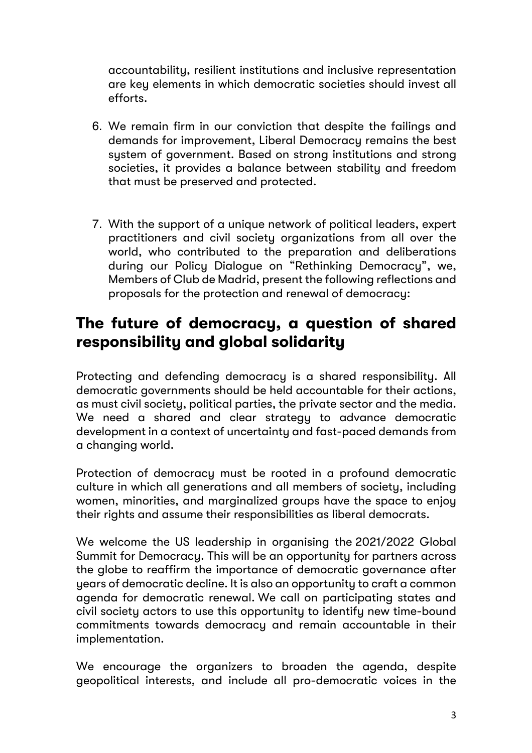accountability, resilient institutions and inclusive representation are key elements in which democratic societies should invest all efforts.

6. We remain firm in our conviction that despite the failings and demands for improvement, Liberal Democracy remains the best system of government. Based on strong institutions and strong societies, it provides a balance between stability and freedom that must be preserved and protected.

7. With the support of a unique network of political leaders, expert practitioners and civil society organizations from all over the world, who contributed to the preparation and deliberations during our Policy Dialogue on "Rethinking Democracy", we, Members of Club de Madrid, present the following reflections and proposals for the protection and renewal of democracy:

## The future of democracy, a question of shared responsibility and global solidarity

Protecting and defending democracy is a shared responsibility. All democratic governments should be held accountable for their actions, as must civil society, political parties, the private sector and the media. We need a shared and clear strategy to advance democratic development in a context of uncertainty and fast-paced demands from a changing world.

Protection of democracy must be rooted in a profound democratic culture in which all generations and all members of society, including women, minorities, and marginalized groups have the space to enjoy their rights and assume their responsibilities as liberal democrats.

We welcome the US leadership in organising the 2021/2022 Global Summit for Democracy. This will be an opportunity for partners across the globe to reaffirm the importance of democratic governance after years of democratic decline. It is also an opportunity to craft a common agenda for democratic renewal. We call on participating states and civil society actors to use this opportunity to identify new time-bound commitments towards democracy and remain accountable in their implementation.

We encourage the organizers to broaden the agenda, despite geopolitical interests, and include all pro-democratic voices in the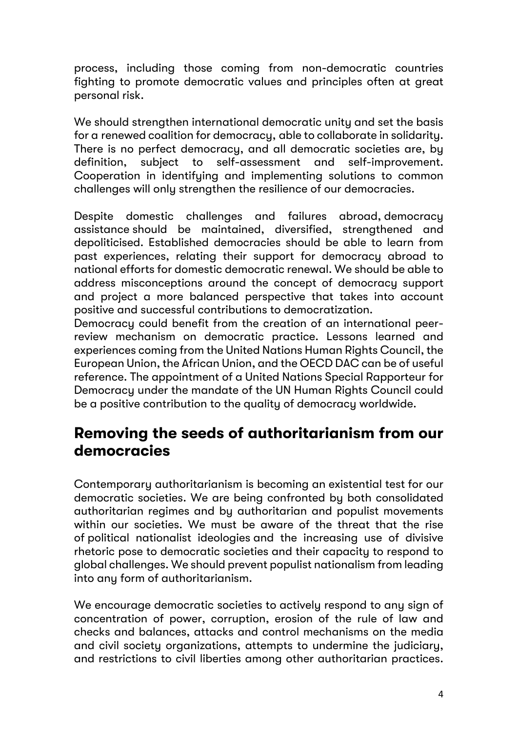process, including those coming from non-democratic countries fighting to promote democratic values and principles often at great personal risk.

We should strengthen international democratic unity and set the basis for a renewed coalition for democracy, able to collaborate in solidarity. There is no perfect democracy, and all democratic societies are, by definition, subject to self-assessment and self-improvement. Cooperation in identifying and implementing solutions to common challenges will only strengthen the resilience of our democracies.

Despite domestic challenges and failures abroad, democracy assistance should be maintained, diversified, strengthened and depoliticised. Established democracies should be able to learn from past experiences, relating their support for democracy abroad to national efforts for domestic democratic renewal. We should be able to address misconceptions around the concept of democracy support and project a more balanced perspective that takes into account positive and successful contributions to democratization.

Democracy could benefit from the creation of an international peer-review mechanism on democratic practice. Lessons learned and experiences coming from the United Nations Human Rights Council, the European Union, the African Union, and the OECD DAC can be of useful reference. The appointment of a United Nations Special Rapporteur for Democracy under the mandate of the UN Human Rights Council could be a positive contribution to the quality of democracy worldwide.

## Removing the seeds of authoritarianism from our democracies

Contemporary authoritarianism is becoming an existential test for our democratic societies. We are being confronted by both consolidated authoritarian regimes and by authoritarian and populist movements within our societies. We must be aware of the threat that the rise of political nationalist ideologies and the increasing use of divisive rhetoric pose to democratic societies and their capacity to respond to global challenges. We should prevent populist nationalism from leading into any form of authoritarianism.

We encourage democratic societies to actively respond to any sign of concentration of power, corruption, erosion of the rule of law and checks and balances, attacks and control mechanisms on the media and civil society organizations, attempts to undermine the judiciary, and restrictions to civil liberties among other authoritarian practices.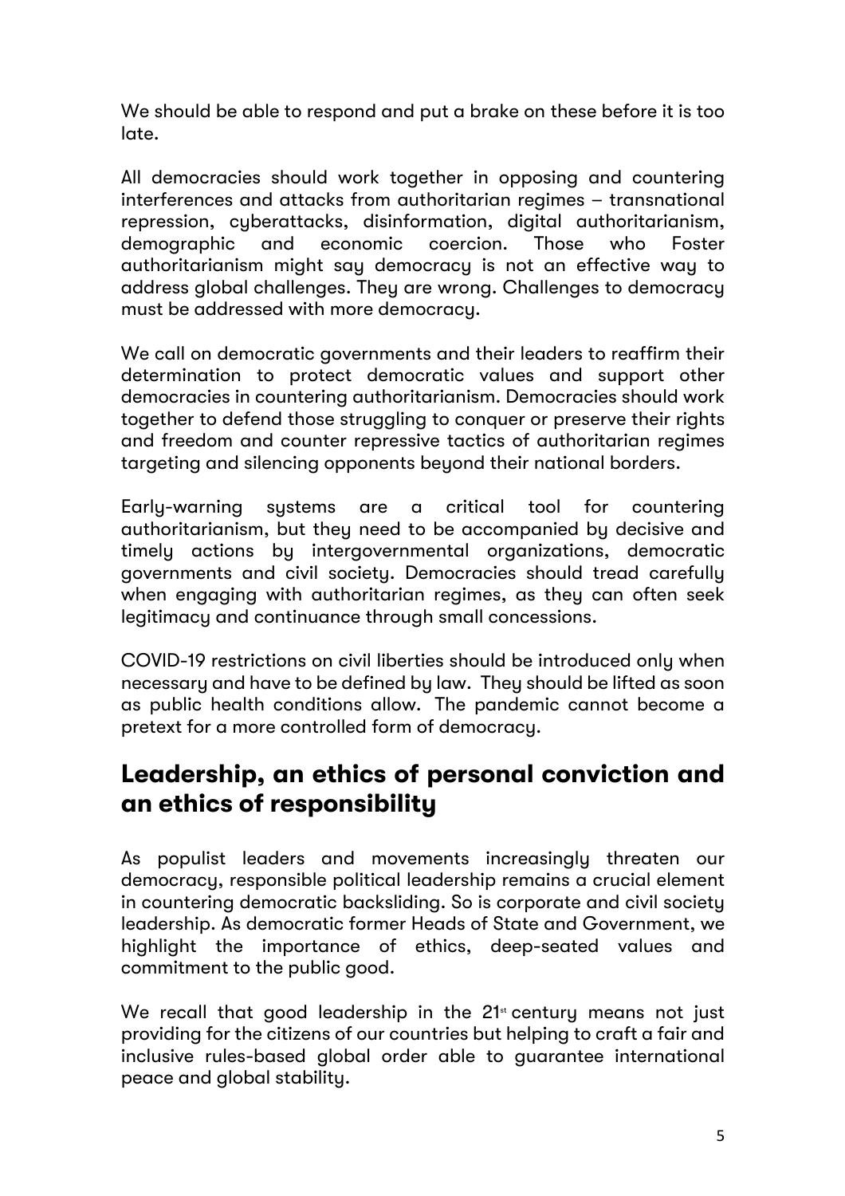We should be able to respond and put a brake on these before it is too late.

All democracies should work together in opposing and countering interferences and attacks from authoritarian regimes – transnational repression, cyberattacks, disinformation, digital authoritarianism, demographic and economic coercion. Those who Foster authoritarianism might say democracy is not an effective way to address global challenges. They are wrong. Challenges to democracy must be addressed with more democracy.

We call on democratic governments and their leaders to reaffirm their determination to protect democratic values and support other democracies in countering authoritarianism. Democracies should work together to defend those struggling to conquer or preserve their rights and freedom and counter repressive tactics of authoritarian regimes targeting and silencing opponents beyond their national borders.

Early-warning systems are a critical tool for countering authoritarianism, but they need to be accompanied by decisive and timely actions by intergovernmental organizations, democratic governments and civil society. Democracies should tread carefully when engaging with authoritarian regimes, as they can often seek legitimacy and continuance through small concessions.

COVID-19 restrictions on civil liberties should be introduced only when necessary and have to be defined by law. They should be lifted as soon as public health conditions allow. The pandemic cannot become a pretext for a more controlled form of democracy.

## Leadership, an ethics of personal conviction and an ethics of responsibility

As populist leaders and movements increasingly threaten our democracy, responsible political leadership remains a crucial element in countering democratic backsliding. So is corporate and civil society leadership. As democratic former Heads of State and Government, we highlight the importance of ethics, deep-seated values and commitment to the public good.

We recall that good leadership in the 21st century means not just providing for the citizens of our countries but helping to craft a fair and inclusive rules-based global order able to guarantee international peace and global stability.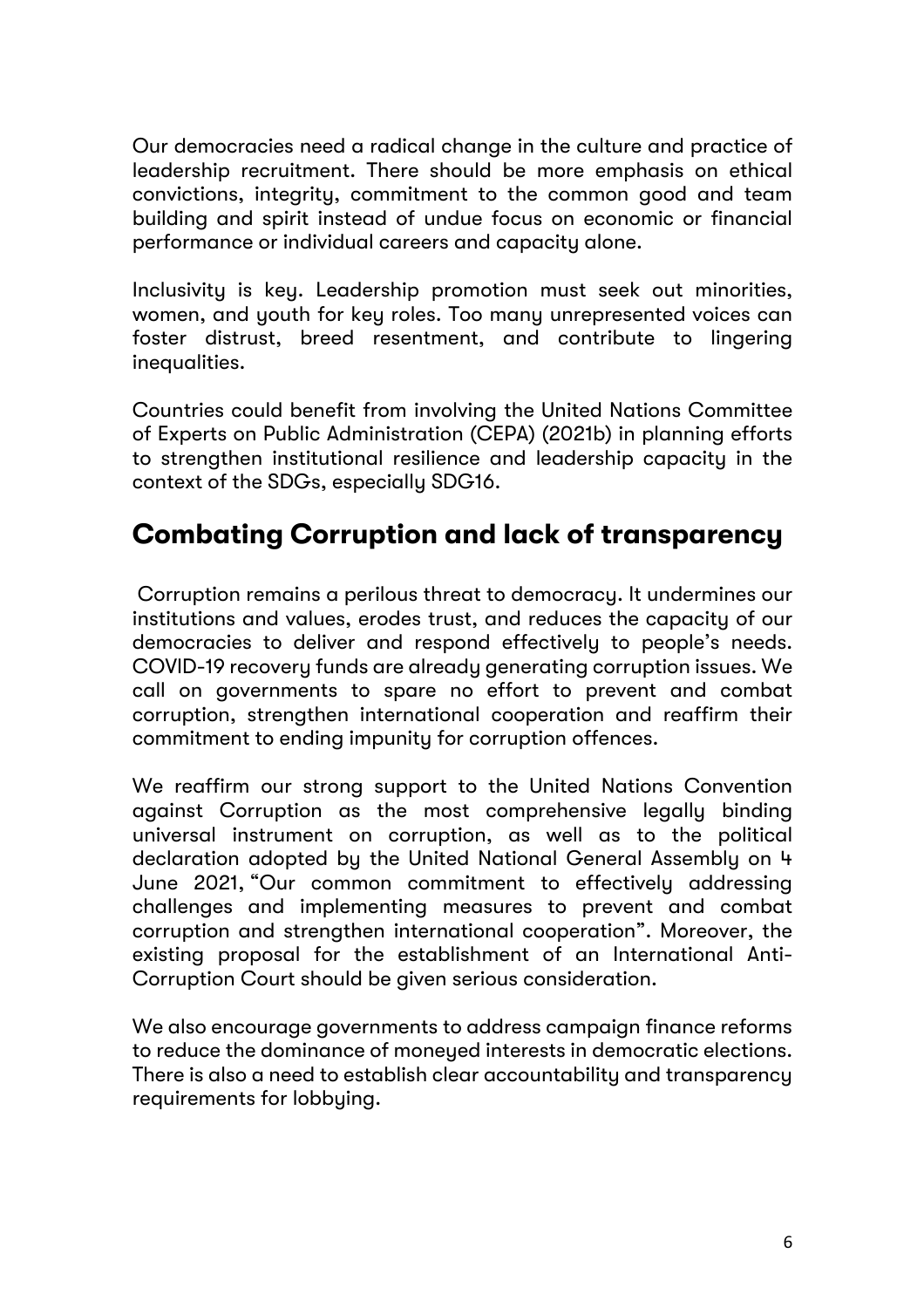Our democracies need a radical change in the culture and practice of leadership recruitment. There should be more emphasis on ethical convictions, integrity, commitment to the common good and team building and spirit instead of undue focus on economic or financial performance or individual careers and capacity alone.

Inclusivity is key. Leadership promotion must seek out minorities, women, and youth for key roles. Too many unrepresented voices can foster distrust, breed resentment, and contribute to lingering inequalities.

Countries could benefit from involving the United Nations Committee of Experts on Public Administration (CEPA) (2021b) in planning efforts to strengthen institutional resilience and leadership capacity in the context of the SDGs, especially SDG16.

## Combating Corruption and lack of transparency

Corruption remains a perilous threat to democracy. It undermines our institutions and values, erodes trust, and reduces the capacity of our democracies to deliver and respond effectively to people's needs. COVID-19 recovery funds are already generating corruption issues. We call on governments to spare no effort to prevent and combat corruption, strengthen international cooperation and reaffirm their commitment to ending impunity for corruption offences.

We reaffirm our strong support to the United Nations Convention against Corruption as the most comprehensive legally binding universal instrument on corruption, as well as to the political declaration adopted by the United National General Assembly on 4 June 2021, "Our common commitment to effectively addressing challenges and implementing measures to prevent and combat corruption and strengthen international cooperation". Moreover, the existing proposal for the establishment of an International Anti-Corruption Court should be given serious consideration.

We also encourage governments to address campaign finance reforms to reduce the dominance of moneyed interests in democratic elections. There is also a need to establish clear accountability and transparency requirements for lobbying.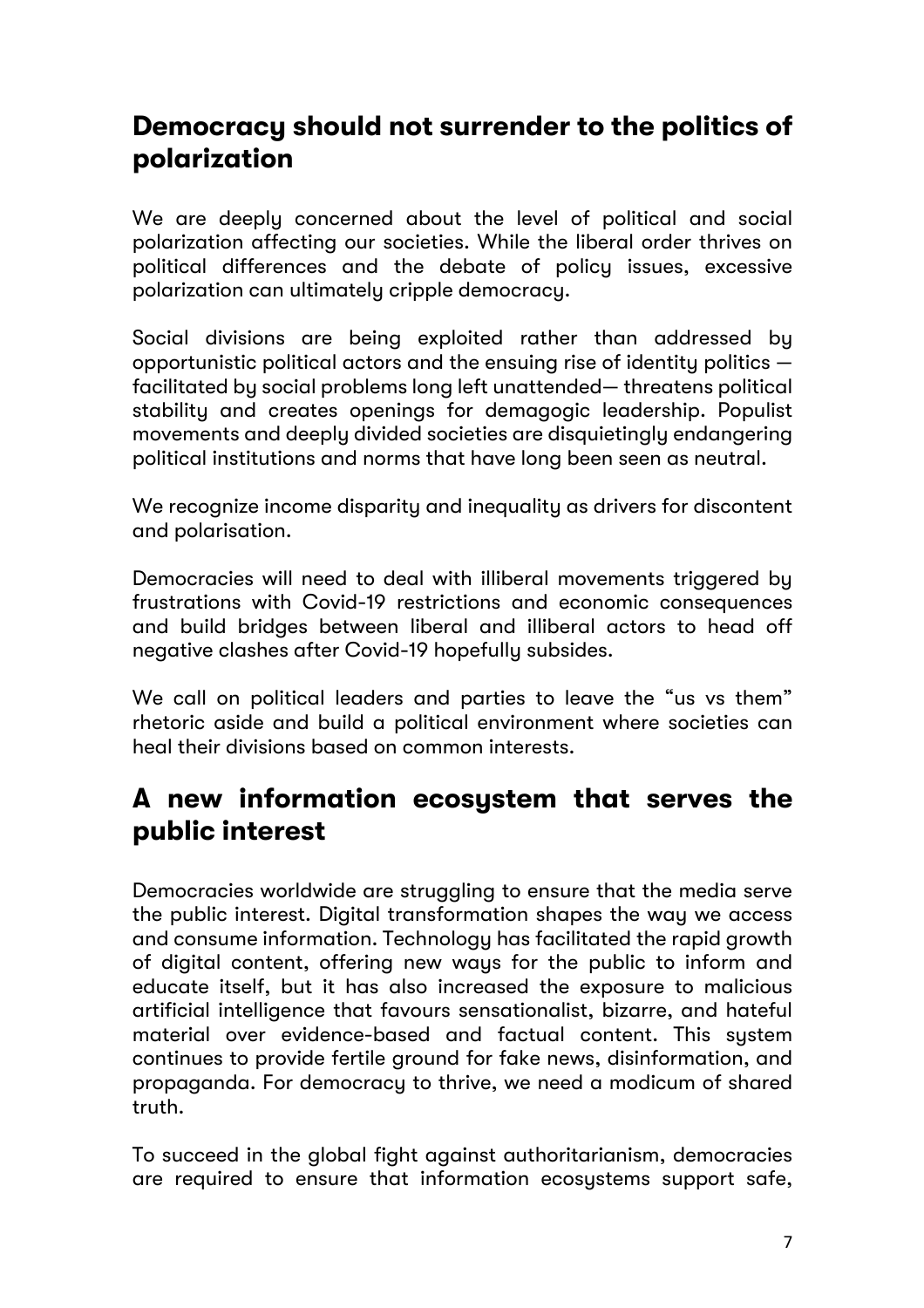## Democracy should not surrender to the politics of polarization

We are deeply concerned about the level of political and social polarization affecting our societies. While the liberal order thrives on political differences and the debate of policy issues, excessive polarization can ultimately cripple democracy.

Social divisions are being exploited rather than addressed by opportunistic political actors and the ensuing rise of identity politics — facilitated by social problems long left unattended— threatens political stability and creates openings for demagogic leadership. Populist movements and deeply divided societies are disquietingly endangering political institutions and norms that have long been seen as neutral.

We recognize income disparity and inequality as drivers for discontent and polarisation.

Democracies will need to deal with illiberal movements triggered by frustrations with Covid-19 restrictions and economic consequences and build bridges between liberal and illiberal actors to head off negative clashes after Covid-19 hopefully subsides.

We call on political leaders and parties to leave the "us vs them" rhetoric aside and build a political environment where societies can heal their divisions based on common interests.

## A new information ecosystem that serves the public interest

Democracies worldwide are struggling to ensure that the media serve the public interest. Digital transformation shapes the way we access and consume information. Technology has facilitated the rapid growth of digital content, offering new ways for the public to inform and educate itself, but it has also increased the exposure to malicious artificial intelligence that favours sensationalist, bizarre, and hateful material over evidence-based and factual content. This system continues to provide fertile ground for fake news, disinformation, and propaganda. For democracy to thrive, we need a modicum of shared truth.

To succeed in the global fight against authoritarianism, democracies are required to ensure that information ecosystems support safe,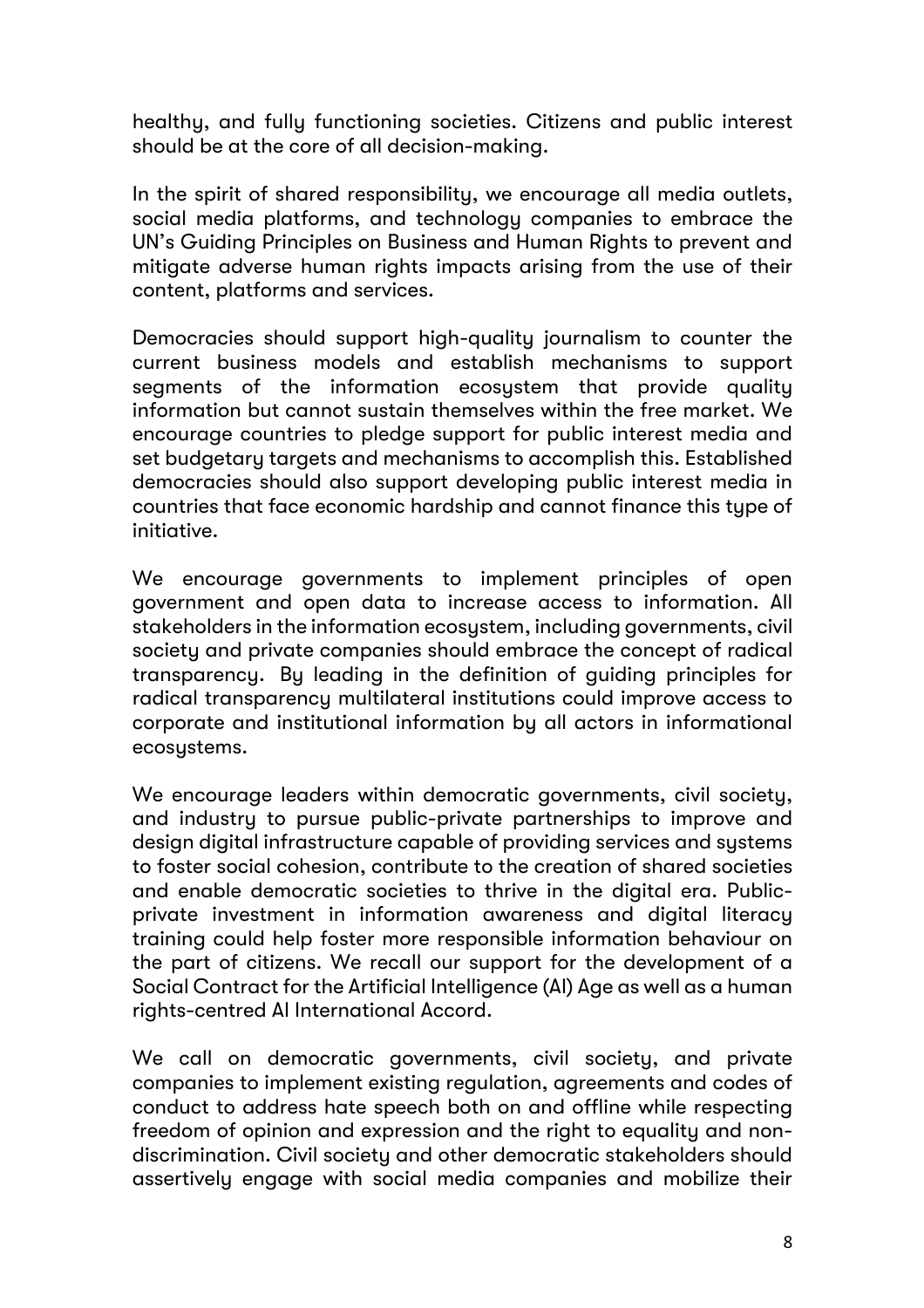healthy, and fully functioning societies. Citizens and public interest should be at the core of all decision-making.

In the spirit of shared responsibility, we encourage all media outlets, social media platforms, and technology companies to embrace the UN's Guiding Principles on Business and Human Rights to prevent and mitigate adverse human rights impacts arising from the use of their content, platforms and services.

Democracies should support high-quality journalism to counter the current business models and establish mechanisms to support segments of the information ecosystem that provide quality information but cannot sustain themselves within the free market. We encourage countries to pledge support for public interest media and set budgetary targets and mechanisms to accomplish this. Established democracies should also support developing public interest media in countries that face economic hardship and cannot finance this type of initiative.

We encourage governments to implement principles of open government and open data to increase access to information. All stakeholders in the information ecosystem, including governments, civil society and private companies should embrace the concept of radical transparency. By leading in the definition of guiding principles for radical transparency multilateral institutions could improve access to corporate and institutional information by all actors in informational ecosystems.

We encourage leaders within democratic governments, civil society, and industry to pursue public-private partnerships to improve and design digital infrastructure capable of providing services and systems to foster social cohesion, contribute to the creation of shared societies and enable democratic societies to thrive in the digital era. Public-private investment in information awareness and digital literacy training could help foster more responsible information behaviour on the part of citizens. We recall our support for the development of a Social Contract for the Artificial Intelligence (AI) Age as well as a human rights-centred AI International Accord.

We call on democratic governments, civil society, and private companies to implement existing regulation, agreements and codes of conduct to address hate speech both on and offline while respecting freedom of opinion and expression and the right to equality and non-discrimination. Civil society and other democratic stakeholders should assertively engage with social media companies and mobilize their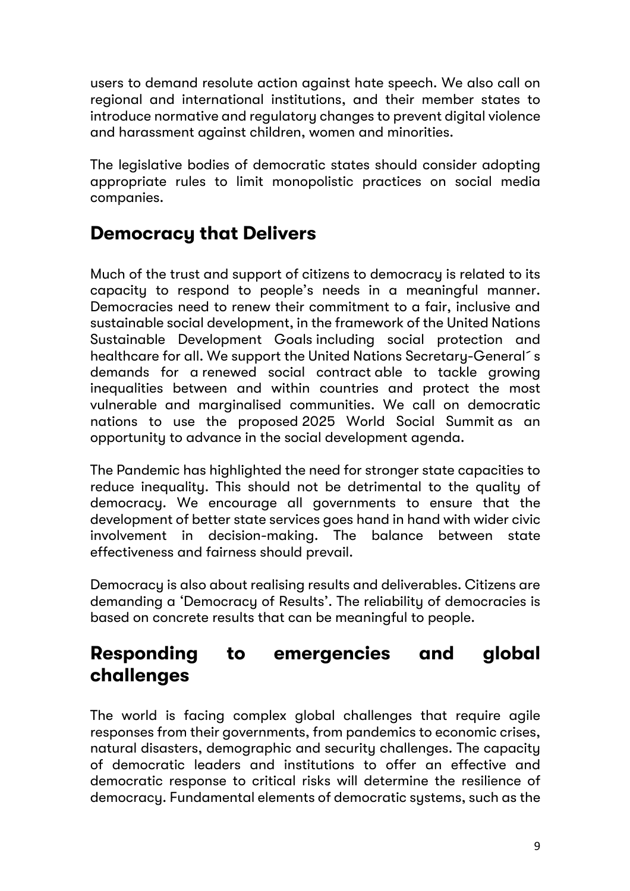users to demand resolute action against hate speech. We also call on regional and international institutions, and their member states to introduce normative and regulatory changes to prevent digital violence and harassment against children, women and minorities.

The legislative bodies of democratic states should consider adopting appropriate rules to limit monopolistic practices on social media companies.

## Democracy that Delivers

Much of the trust and support of citizens to democracy is related to its capacity to respond to people's needs in a meaningful manner. Democracies need to renew their commitment to a fair, inclusive and sustainable social development, in the framework of the United Nations Sustainable Development Goals including social protection and healthcare for all. We support the United Nations Secretary-General´s demands for a renewed social contract able to tackle growing inequalities between and within countries and protect the most vulnerable and marginalised communities. We call on democratic nations to use the proposed 2025 World Social Summit as an opportunity to advance in the social development agenda.

The Pandemic has highlighted the need for stronger state capacities to reduce inequality. This should not be detrimental to the quality of democracy. We encourage all governments to ensure that the development of better state services goes hand in hand with wider civic involvement in decision-making. The balance between state effectiveness and fairness should prevail.

Democracy is also about realising results and deliverables. Citizens are demanding a 'Democracy of Results'. The reliability of democracies is based on concrete results that can be meaningful to people.

## Responding to emergencies and global challenges

The world is facing complex global challenges that require agile responses from their governments, from pandemics to economic crises, natural disasters, demographic and security challenges. The capacity of democratic leaders and institutions to offer an effective and democratic response to critical risks will determine the resilience of democracy. Fundamental elements of democratic systems, such as the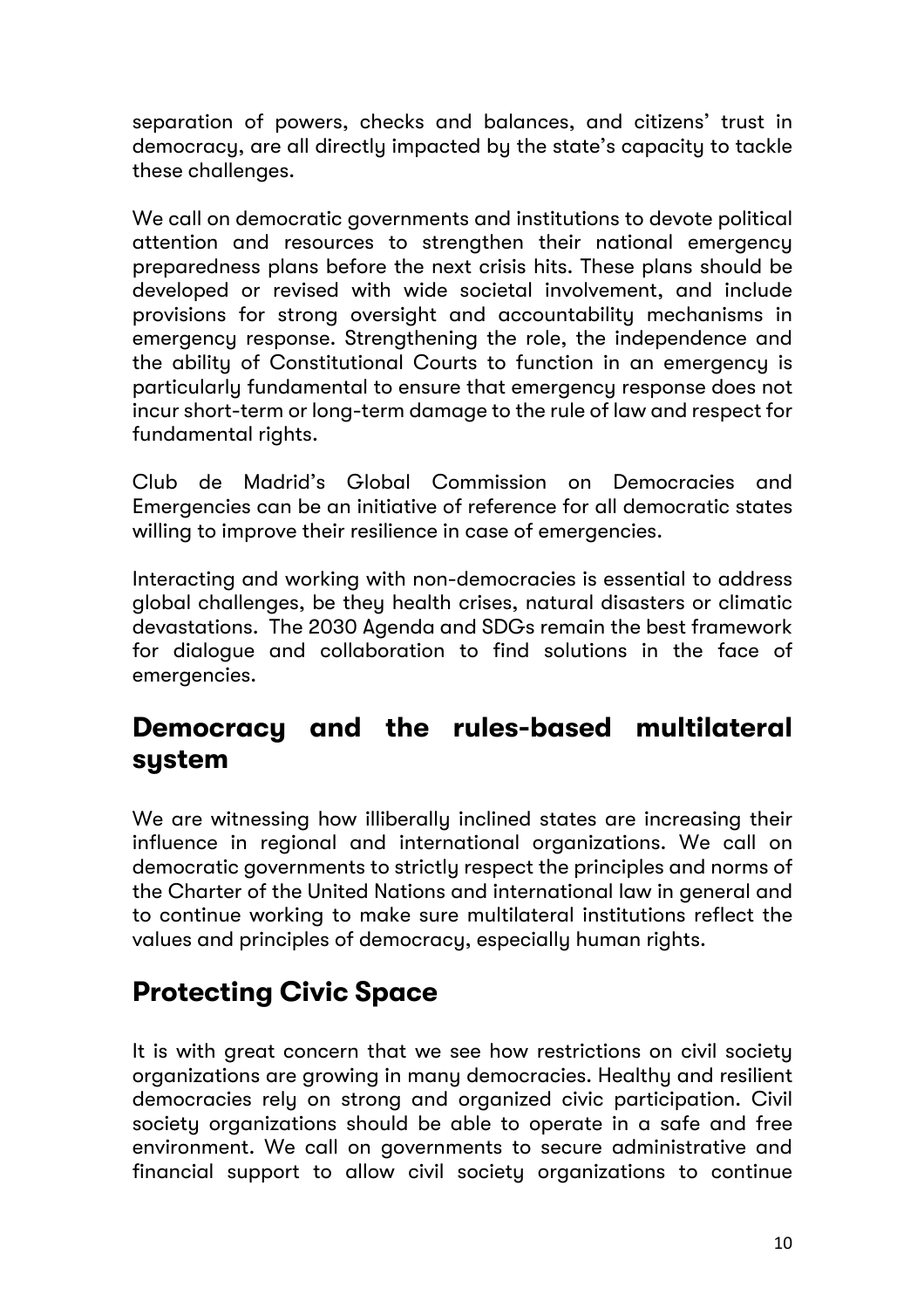separation of powers, checks and balances, and citizens' trust in democracy, are all directly impacted by the state's capacity to tackle these challenges.

We call on democratic governments and institutions to devote political attention and resources to strengthen their national emergency preparedness plans before the next crisis hits. These plans should be developed or revised with wide societal involvement, and include provisions for strong oversight and accountability mechanisms in emergency response. Strengthening the role, the independence and the ability of Constitutional Courts to function in an emergency is particularly fundamental to ensure that emergency response does not incur short-term or long-term damage to the rule of law and respect for fundamental rights.

Club de Madrid's Global Commission on Democracies and Emergencies can be an initiative of reference for all democratic states willing to improve their resilience in case of emergencies.

Interacting and working with non-democracies is essential to address global challenges, be they health crises, natural disasters or climatic devastations. The 2030 Agenda and SDGs remain the best framework for dialogue and collaboration to find solutions in the face of emergencies.

## Democracy and the rules-based multilateral system

We are witnessing how illiberally inclined states are increasing their influence in regional and international organizations. We call on democratic governments to strictly respect the principles and norms of the Charter of the United Nations and international law in general and to continue working to make sure multilateral institutions reflect the values and principles of democracy, especially human rights.

## Protecting Civic Space

It is with great concern that we see how restrictions on civil society organizations are growing in many democracies. Healthy and resilient democracies rely on strong and organized civic participation. Civil society organizations should be able to operate in a safe and free environment. We call on governments to secure administrative and financial support to allow civil society organizations to continue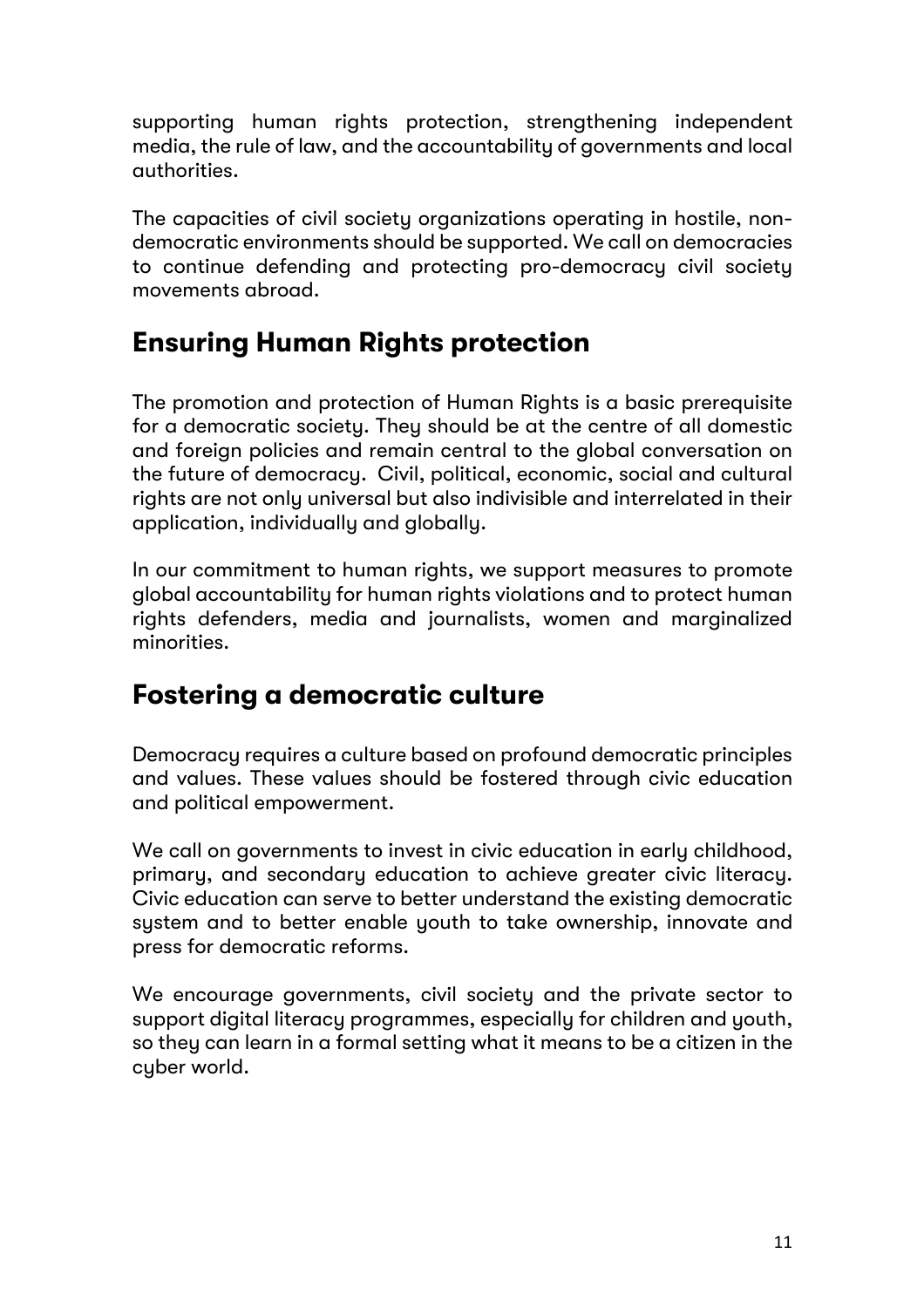supporting human rights protection, strengthening independent media, the rule of law, and the accountability of governments and local authorities.

The capacities of civil society organizations operating in hostile, non-democratic environments should be supported. We call on democracies to continue defending and protecting pro-democracy civil society movements abroad.

## Ensuring Human Rights protection

The promotion and protection of Human Rights is a basic prerequisite for a democratic society. They should be at the centre of all domestic and foreign policies and remain central to the global conversation on the future of democracy. Civil, political, economic, social and cultural rights are not only universal but also indivisible and interrelated in their application, individually and globally.

In our commitment to human rights, we support measures to promote global accountability for human rights violations and to protect human rights defenders, media and journalists, women and marginalized minorities.

## Fostering a democratic culture

Democracy requires a culture based on profound democratic principles and values. These values should be fostered through civic education and political empowerment.

We call on governments to invest in civic education in early childhood, primary, and secondary education to achieve greater civic literacy. Civic education can serve to better understand the existing democratic system and to better enable youth to take ownership, innovate and press for democratic reforms.

We encourage governments, civil society and the private sector to support digital literacy programmes, especially for children and youth, so they can learn in a formal setting what it means to be a citizen in the cyber world.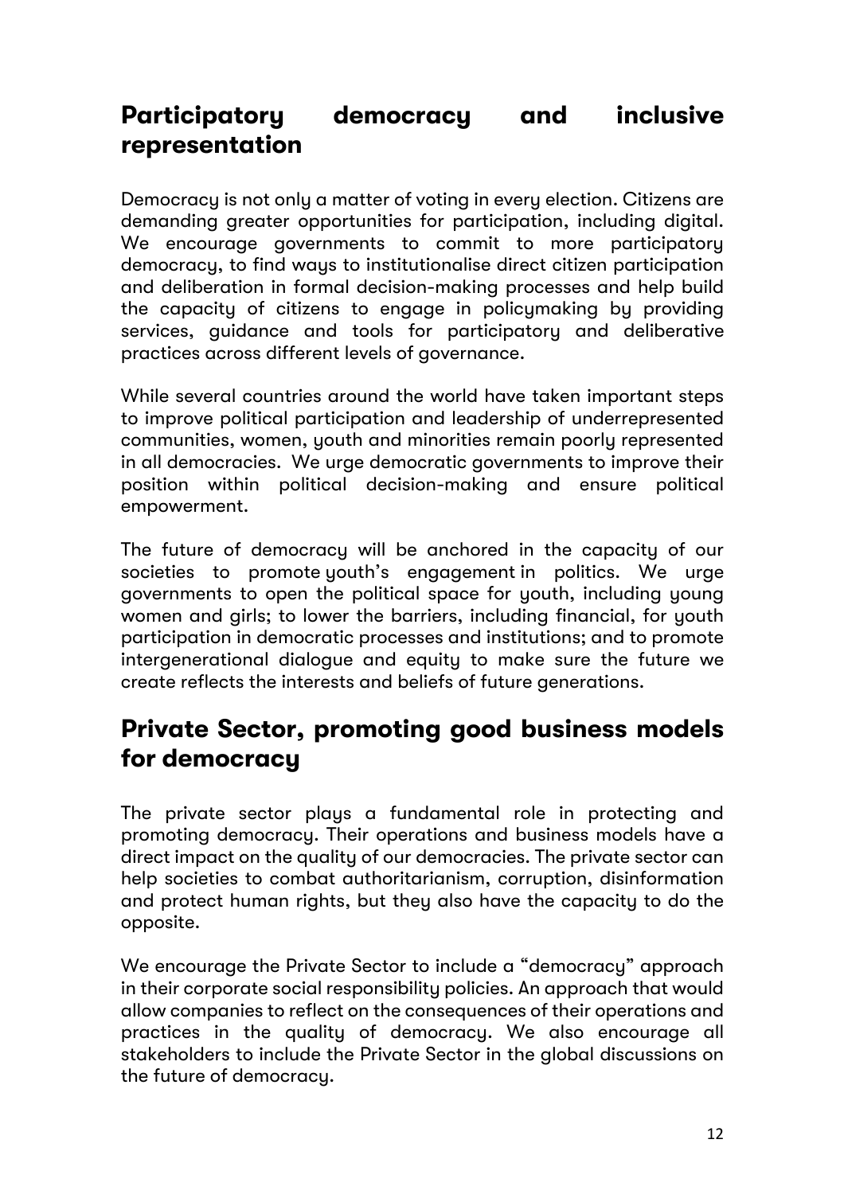## Participatory democracy and inclusive representation

Democracy is not only a matter of voting in every election. Citizens are demanding greater opportunities for participation, including digital. We encourage governments to commit to more participatory democracy, to find ways to institutionalise direct citizen participation and deliberation in formal decision-making processes and help build the capacity of citizens to engage in policymaking by providing services, guidance and tools for participatory and deliberative practices across different levels of governance.

While several countries around the world have taken important steps to improve political participation and leadership of underrepresented communities, women, youth and minorities remain poorly represented in all democracies. We urge democratic governments to improve their position within political decision-making and ensure political empowerment.

The future of democracy will be anchored in the capacity of our societies to promote youth's engagement in politics. We urge governments to open the political space for youth, including young women and girls; to lower the barriers, including financial, for youth participation in democratic processes and institutions; and to promote intergenerational dialogue and equity to make sure the future we create reflects the interests and beliefs of future generations.

## Private Sector, promoting good business models for democracy

The private sector plays a fundamental role in protecting and promoting democracy. Their operations and business models have a direct impact on the quality of our democracies. The private sector can help societies to combat authoritarianism, corruption, disinformation and protect human rights, but they also have the capacity to do the opposite.

We encourage the Private Sector to include a "democracy" approach in their corporate social responsibility policies. An approach that would allow companies to reflect on the consequences of their operations and practices in the quality of democracy. We also encourage all stakeholders to include the Private Sector in the global discussions on the future of democracy.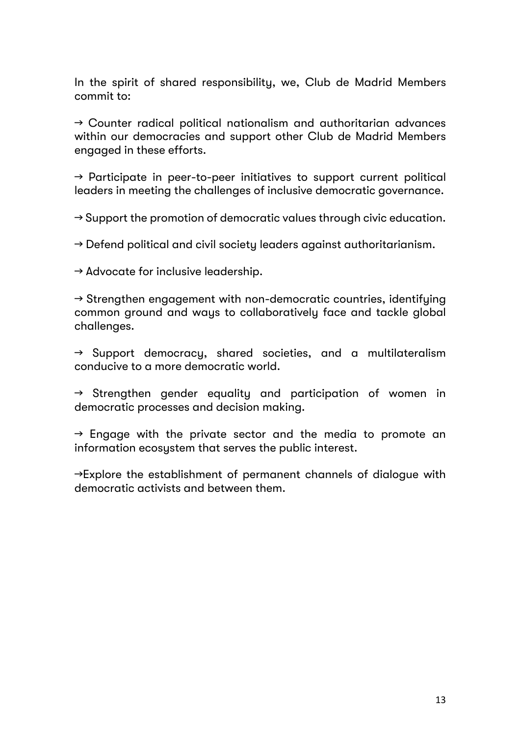In the spirit of shared responsibility, we, Club de Madrid Members commit to:

→ Counter radical political nationalism and authoritarian advances within our democracies and support other Club de Madrid Members engaged in these efforts.

→ Participate in peer-to-peer initiatives to support current political leaders in meeting the challenges of inclusive democratic governance.

→ Support the promotion of democratic values through civic education.

→ Defend political and civil society leaders against authoritarianism.

→ Advocate for inclusive leadership.

→ Strengthen engagement with non-democratic countries, identifying common ground and ways to collaboratively face and tackle global challenges.

→ Support democracy, shared societies, and a multilateralism conducive to a more democratic world.

→ Strengthen gender equality and participation of women in democratic processes and decision making.

→ Engage with the private sector and the media to promote an information ecosystem that serves the public interest.

→Explore the establishment of permanent channels of dialogue with democratic activists and between them.